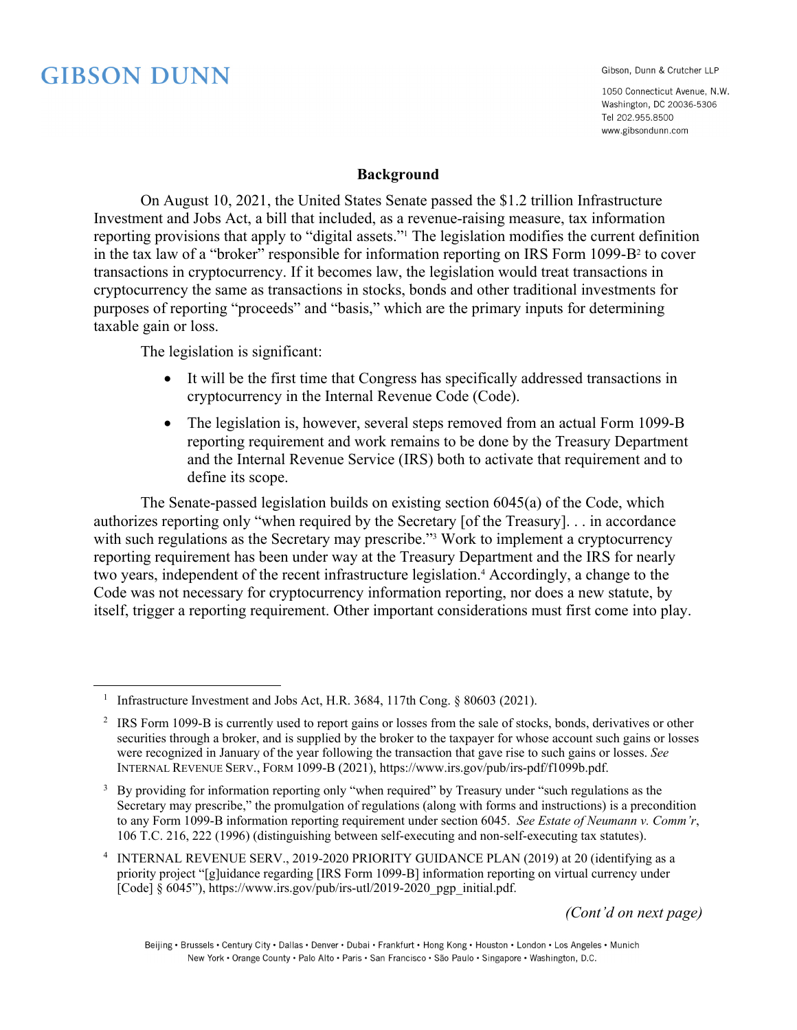GIBSON DUNN

Gibson, Dunn & Crutcher LLP

1050 Connecticut Avenue, N.W.
Washington, DC 20036-5306
Tel 202.955.8500
www.gibsondunn.com

## Background

On August 10, 2021, the United States Senate passed the $1.2 trillion Infrastructure Investment and Jobs Act, a bill that included, as a revenue-raising measure, tax information reporting provisions that apply to "digital assets."[1] The legislation modifies the current definition in the tax law of a "broker" responsible for information reporting on IRS Form 1099-B[2] to cover transactions in cryptocurrency. If it becomes law, the legislation would treat transactions in cryptocurrency the same as transactions in stocks, bonds and other traditional investments for purposes of reporting "proceeds" and "basis," which are the primary inputs for determining taxable gain or loss.

The legislation is significant:

- It will be the first time that Congress has specifically addressed transactions in cryptocurrency in the Internal Revenue Code (Code).
- The legislation is, however, several steps removed from an actual Form 1099-B reporting requirement and work remains to be done by the Treasury Department and the Internal Revenue Service (IRS) both to activate that requirement and to define its scope.

The Senate-passed legislation builds on existing section 6045(a) of the Code, which authorizes reporting only "when required by the Secretary [of the Treasury]. . . in accordance with such regulations as the Secretary may prescribe."[3] Work to implement a cryptocurrency reporting requirement has been under way at the Treasury Department and the IRS for nearly two years, independent of the recent infrastructure legislation.[4] Accordingly, a change to the Code was not necessary for cryptocurrency information reporting, nor does a new statute, by itself, trigger a reporting requirement. Other important considerations must first come into play.

---

[1] Infrastructure Investment and Jobs Act, H.R. 3684, 117th Cong. § 80603 (2021).

[2] IRS Form 1099-B is currently used to report gains or losses from the sale of stocks, bonds, derivatives or other securities through a broker, and is supplied by the broker to the taxpayer for whose account such gains or losses were recognized in January of the year following the transaction that gave rise to such gains or losses. *See* INTERNAL REVENUE SERV., FORM 1099-B (2021), https://www.irs.gov/pub/irs-pdf/f1099b.pdf.

[3] By providing for information reporting only "when required" by Treasury under "such regulations as the Secretary may prescribe," the promulgation of regulations (along with forms and instructions) is a precondition to any Form 1099-B information reporting requirement under section 6045. *See Estate of Neumann v. Comm'r*, 106 T.C. 216, 222 (1996) (distinguishing between self-executing and non-self-executing tax statutes).

[4] INTERNAL REVENUE SERV., 2019-2020 PRIORITY GUIDANCE PLAN (2019) at 20 (identifying as a priority project "[g]uidance regarding [IRS Form 1099-B] information reporting on virtual currency under [Code] § 6045"), https://www.irs.gov/pub/irs-utl/2019-2020_pgp_initial.pdf.

*(Cont'd on next page)*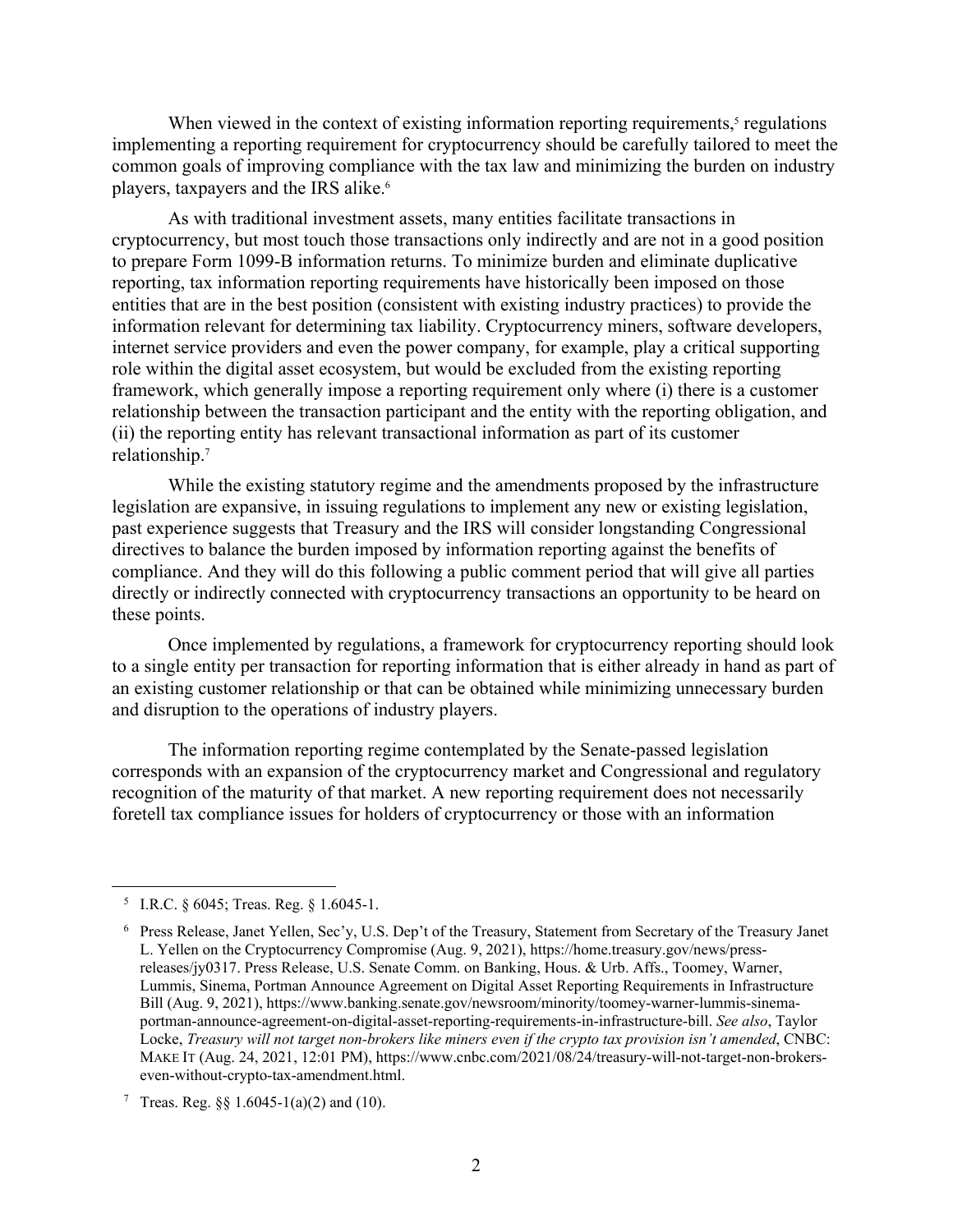When viewed in the context of existing information reporting requirements,[5] regulations implementing a reporting requirement for cryptocurrency should be carefully tailored to meet the common goals of improving compliance with the tax law and minimizing the burden on industry players, taxpayers and the IRS alike.[6]

As with traditional investment assets, many entities facilitate transactions in cryptocurrency, but most touch those transactions only indirectly and are not in a good position to prepare Form 1099-B information returns. To minimize burden and eliminate duplicative reporting, tax information reporting requirements have historically been imposed on those entities that are in the best position (consistent with existing industry practices) to provide the information relevant for determining tax liability. Cryptocurrency miners, software developers, internet service providers and even the power company, for example, play a critical supporting role within the digital asset ecosystem, but would be excluded from the existing reporting framework, which generally impose a reporting requirement only where (i) there is a customer relationship between the transaction participant and the entity with the reporting obligation, and (ii) the reporting entity has relevant transactional information as part of its customer relationship.[7]

While the existing statutory regime and the amendments proposed by the infrastructure legislation are expansive, in issuing regulations to implement any new or existing legislation, past experience suggests that Treasury and the IRS will consider longstanding Congressional directives to balance the burden imposed by information reporting against the benefits of compliance. And they will do this following a public comment period that will give all parties directly or indirectly connected with cryptocurrency transactions an opportunity to be heard on these points.

Once implemented by regulations, a framework for cryptocurrency reporting should look to a single entity per transaction for reporting information that is either already in hand as part of an existing customer relationship or that can be obtained while minimizing unnecessary burden and disruption to the operations of industry players.

The information reporting regime contemplated by the Senate-passed legislation corresponds with an expansion of the cryptocurrency market and Congressional and regulatory recognition of the maturity of that market. A new reporting requirement does not necessarily foretell tax compliance issues for holders of cryptocurrency or those with an information

---

[5] I.R.C. § 6045; Treas. Reg. § 1.6045-1.

[6] Press Release, Janet Yellen, Sec'y, U.S. Dep't of the Treasury, Statement from Secretary of the Treasury Janet L. Yellen on the Cryptocurrency Compromise (Aug. 9, 2021), https://home.treasury.gov/news/press-releases/jy0317. Press Release, U.S. Senate Comm. on Banking, Hous. & Urb. Affs., Toomey, Warner, Lummis, Sinema, Portman Announce Agreement on Digital Asset Reporting Requirements in Infrastructure Bill (Aug. 9, 2021), https://www.banking.senate.gov/newsroom/minority/toomey-warner-lummis-sinema-portman-announce-agreement-on-digital-asset-reporting-requirements-in-infrastructure-bill. *See also*, Taylor Locke, *Treasury will not target non-brokers like miners even if the crypto tax provision isn't amended*, CNBC: MAKE IT (Aug. 24, 2021, 12:01 PM), https://www.cnbc.com/2021/08/24/treasury-will-not-target-non-brokers-even-without-crypto-tax-amendment.html.

[7] Treas. Reg. §§ 1.6045-1(a)(2) and (10).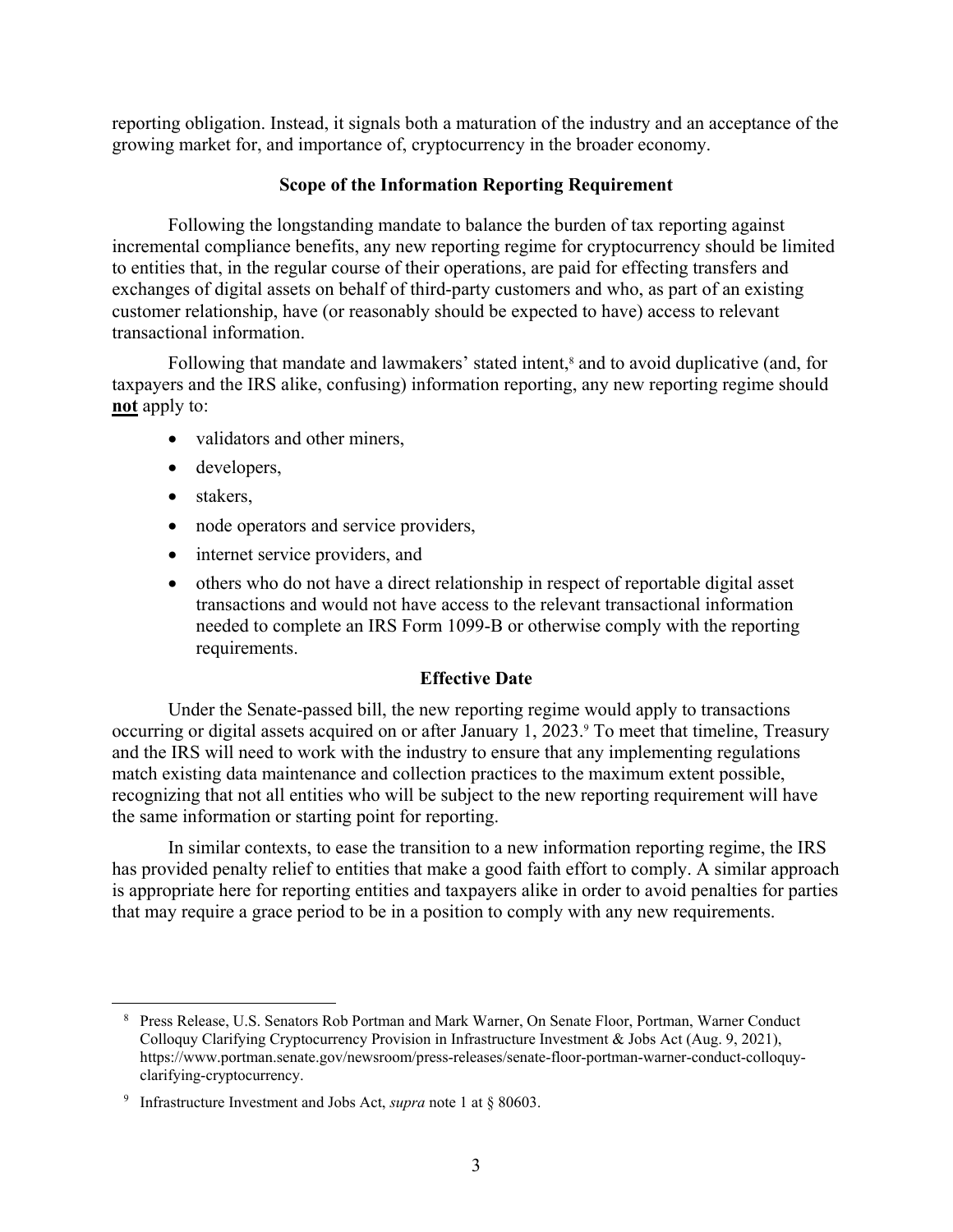reporting obligation. Instead, it signals both a maturation of the industry and an acceptance of the growing market for, and importance of, cryptocurrency in the broader economy.

### Scope of the Information Reporting Requirement

Following the longstanding mandate to balance the burden of tax reporting against incremental compliance benefits, any new reporting regime for cryptocurrency should be limited to entities that, in the regular course of their operations, are paid for effecting transfers and exchanges of digital assets on behalf of third-party customers and who, as part of an existing customer relationship, have (or reasonably should be expected to have) access to relevant transactional information.

Following that mandate and lawmakers' stated intent,[8] and to avoid duplicative (and, for taxpayers and the IRS alike, confusing) information reporting, any new reporting regime should **not** apply to:

- validators and other miners,
- developers,
- stakers,
- node operators and service providers,
- internet service providers, and
- others who do not have a direct relationship in respect of reportable digital asset transactions and would not have access to the relevant transactional information needed to complete an IRS Form 1099-B or otherwise comply with the reporting requirements.

### Effective Date

Under the Senate-passed bill, the new reporting regime would apply to transactions occurring or digital assets acquired on or after January 1, 2023.[9] To meet that timeline, Treasury and the IRS will need to work with the industry to ensure that any implementing regulations match existing data maintenance and collection practices to the maximum extent possible, recognizing that not all entities who will be subject to the new reporting requirement will have the same information or starting point for reporting.

In similar contexts, to ease the transition to a new information reporting regime, the IRS has provided penalty relief to entities that make a good faith effort to comply. A similar approach is appropriate here for reporting entities and taxpayers alike in order to avoid penalties for parties that may require a grace period to be in a position to comply with any new requirements.

---

[8] Press Release, U.S. Senators Rob Portman and Mark Warner, On Senate Floor, Portman, Warner Conduct Colloquy Clarifying Cryptocurrency Provision in Infrastructure Investment & Jobs Act (Aug. 9, 2021), https://www.portman.senate.gov/newsroom/press-releases/senate-floor-portman-warner-conduct-colloquy-clarifying-cryptocurrency.

[9] Infrastructure Investment and Jobs Act, *supra* note 1 at § 80603.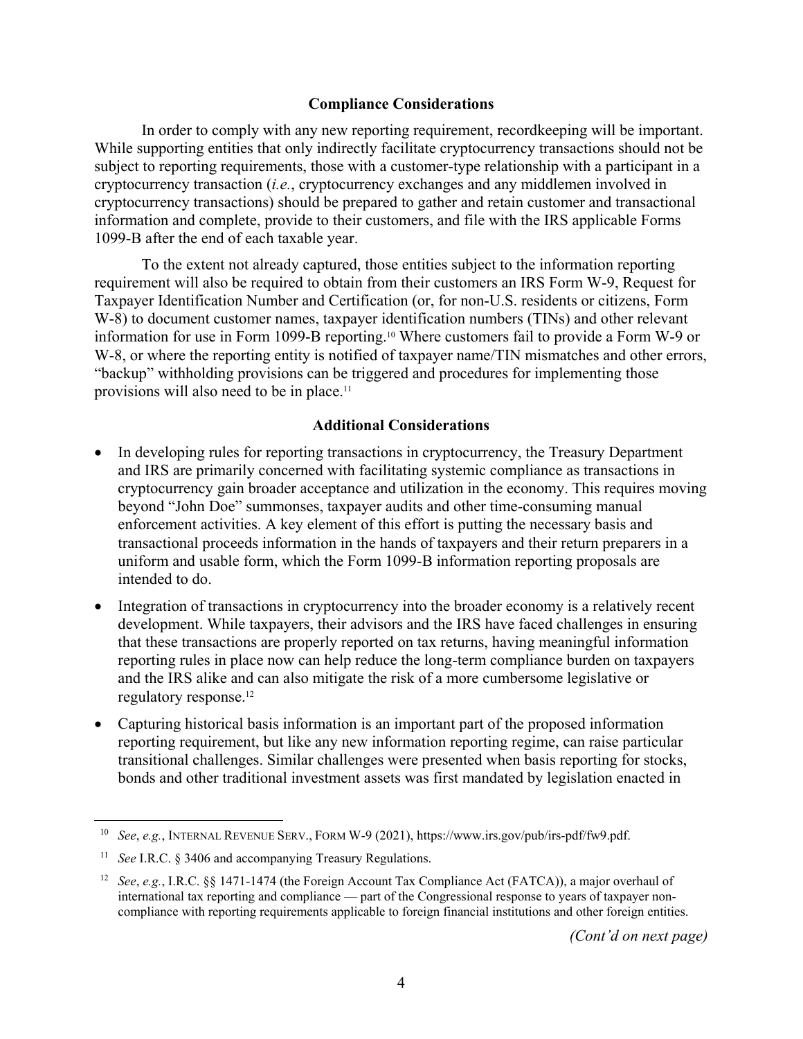## Compliance Considerations

In order to comply with any new reporting requirement, recordkeeping will be important. While supporting entities that only indirectly facilitate cryptocurrency transactions should not be subject to reporting requirements, those with a customer-type relationship with a participant in a cryptocurrency transaction (*i.e.*, cryptocurrency exchanges and any middlemen involved in cryptocurrency transactions) should be prepared to gather and retain customer and transactional information and complete, provide to their customers, and file with the IRS applicable Forms 1099-B after the end of each taxable year.

To the extent not already captured, those entities subject to the information reporting requirement will also be required to obtain from their customers an IRS Form W-9, Request for Taxpayer Identification Number and Certification (or, for non-U.S. residents or citizens, Form W-8) to document customer names, taxpayer identification numbers (TINs) and other relevant information for use in Form 1099-B reporting.[10] Where customers fail to provide a Form W-9 or W-8, or where the reporting entity is notified of taxpayer name/TIN mismatches and other errors, "backup" withholding provisions can be triggered and procedures for implementing those provisions will also need to be in place.[11]

## Additional Considerations

- In developing rules for reporting transactions in cryptocurrency, the Treasury Department and IRS are primarily concerned with facilitating systemic compliance as transactions in cryptocurrency gain broader acceptance and utilization in the economy. This requires moving beyond "John Doe" summonses, taxpayer audits and other time-consuming manual enforcement activities. A key element of this effort is putting the necessary basis and transactional proceeds information in the hands of taxpayers and their return preparers in a uniform and usable form, which the Form 1099-B information reporting proposals are intended to do.
- Integration of transactions in cryptocurrency into the broader economy is a relatively recent development. While taxpayers, their advisors and the IRS have faced challenges in ensuring that these transactions are properly reported on tax returns, having meaningful information reporting rules in place now can help reduce the long-term compliance burden on taxpayers and the IRS alike and can also mitigate the risk of a more cumbersome legislative or regulatory response.[12]
- Capturing historical basis information is an important part of the proposed information reporting requirement, but like any new information reporting regime, can raise particular transitional challenges. Similar challenges were presented when basis reporting for stocks, bonds and other traditional investment assets was first mandated by legislation enacted in

---

[10] *See*, *e.g.*, INTERNAL REVENUE SERV., FORM W-9 (2021), https://www.irs.gov/pub/irs-pdf/fw9.pdf.

[11] *See* I.R.C. § 3406 and accompanying Treasury Regulations.

[12] *See*, *e.g.*, I.R.C. §§ 1471-1474 (the Foreign Account Tax Compliance Act (FATCA)), a major overhaul of international tax reporting and compliance — part of the Congressional response to years of taxpayer non-compliance with reporting requirements applicable to foreign financial institutions and other foreign entities.

*(Cont'd on next page)*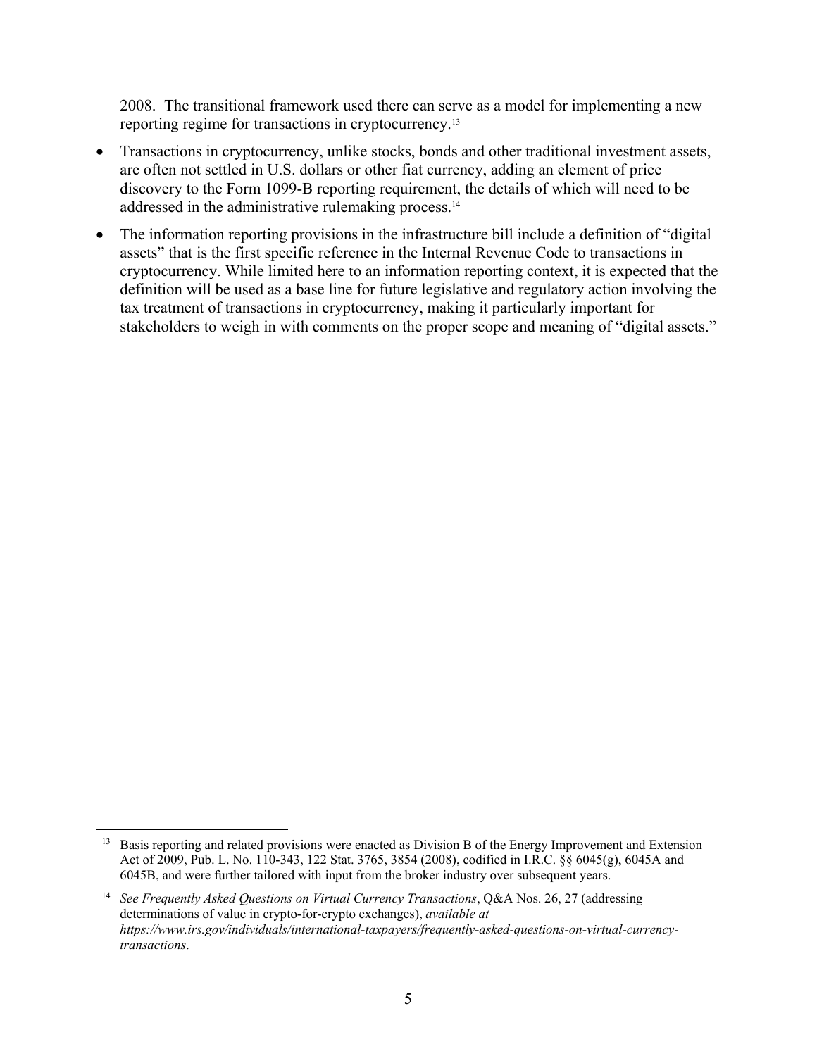2008. The transitional framework used there can serve as a model for implementing a new reporting regime for transactions in cryptocurrency.[13]

- Transactions in cryptocurrency, unlike stocks, bonds and other traditional investment assets, are often not settled in U.S. dollars or other fiat currency, adding an element of price discovery to the Form 1099-B reporting requirement, the details of which will need to be addressed in the administrative rulemaking process.[14]
- The information reporting provisions in the infrastructure bill include a definition of "digital assets" that is the first specific reference in the Internal Revenue Code to transactions in cryptocurrency. While limited here to an information reporting context, it is expected that the definition will be used as a base line for future legislative and regulatory action involving the tax treatment of transactions in cryptocurrency, making it particularly important for stakeholders to weigh in with comments on the proper scope and meaning of "digital assets."

---

[13] Basis reporting and related provisions were enacted as Division B of the Energy Improvement and Extension Act of 2009, Pub. L. No. 110-343, 122 Stat. 3765, 3854 (2008), codified in I.R.C. §§ 6045(g), 6045A and 6045B, and were further tailored with input from the broker industry over subsequent years.

[14] *See Frequently Asked Questions on Virtual Currency Transactions*, Q&A Nos. 26, 27 (addressing determinations of value in crypto-for-crypto exchanges), *available at https://www.irs.gov/individuals/international-taxpayers/frequently-asked-questions-on-virtual-currency-transactions*.